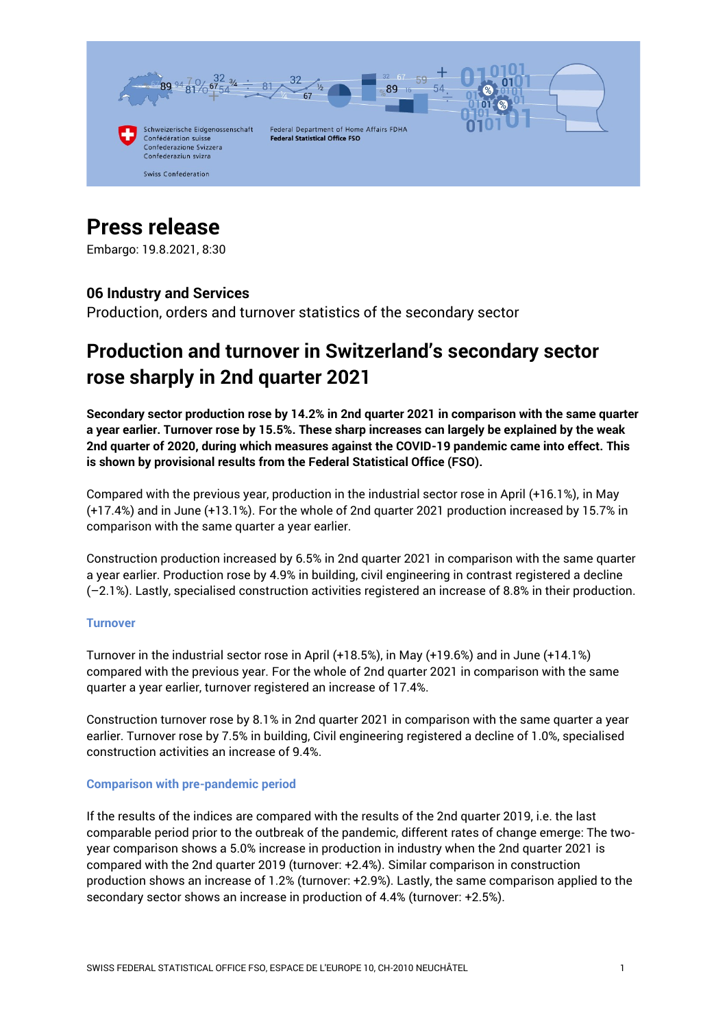Schweizerische Eidgenossenschaft
Confédération suisse
Confederazione Svizzera
Confederaziun svizra

Swiss Confederation

Federal Department of Home Affairs FDHA
**Federal Statistical Office FSO**

# Press release

Embargo: 19.8.2021, 8:30

### 06 Industry and Services

Production, orders and turnover statistics of the secondary sector

## Production and turnover in Switzerland's secondary sector rose sharply in 2nd quarter 2021

**Secondary sector production rose by 14.2% in 2nd quarter 2021 in comparison with the same quarter a year earlier. Turnover rose by 15.5%. These sharp increases can largely be explained by the weak 2nd quarter of 2020, during which measures against the COVID-19 pandemic came into effect. This is shown by provisional results from the Federal Statistical Office (FSO).**

Compared with the previous year, production in the industrial sector rose in April (+16.1%), in May (+17.4%) and in June (+13.1%). For the whole of 2nd quarter 2021 production increased by 15.7% in comparison with the same quarter a year earlier.

Construction production increased by 6.5% in 2nd quarter 2021 in comparison with the same quarter a year earlier. Production rose by 4.9% in building, civil engineering in contrast registered a decline (−2.1%). Lastly, specialised construction activities registered an increase of 8.8% in their production.

### Turnover

Turnover in the industrial sector rose in April (+18.5%), in May (+19.6%) and in June (+14.1%) compared with the previous year. For the whole of 2nd quarter 2021 in comparison with the same quarter a year earlier, turnover registered an increase of 17.4%.

Construction turnover rose by 8.1% in 2nd quarter 2021 in comparison with the same quarter a year earlier. Turnover rose by 7.5% in building, Civil engineering registered a decline of 1.0%, specialised construction activities an increase of 9.4%.

### Comparison with pre-pandemic period

If the results of the indices are compared with the results of the 2nd quarter 2019, i.e. the last comparable period prior to the outbreak of the pandemic, different rates of change emerge: The two-year comparison shows a 5.0% increase in production in industry when the 2nd quarter 2021 is compared with the 2nd quarter 2019 (turnover: +2.4%). Similar comparison in construction production shows an increase of 1.2% (turnover: +2.9%). Lastly, the same comparison applied to the secondary sector shows an increase in production of 4.4% (turnover: +2.5%).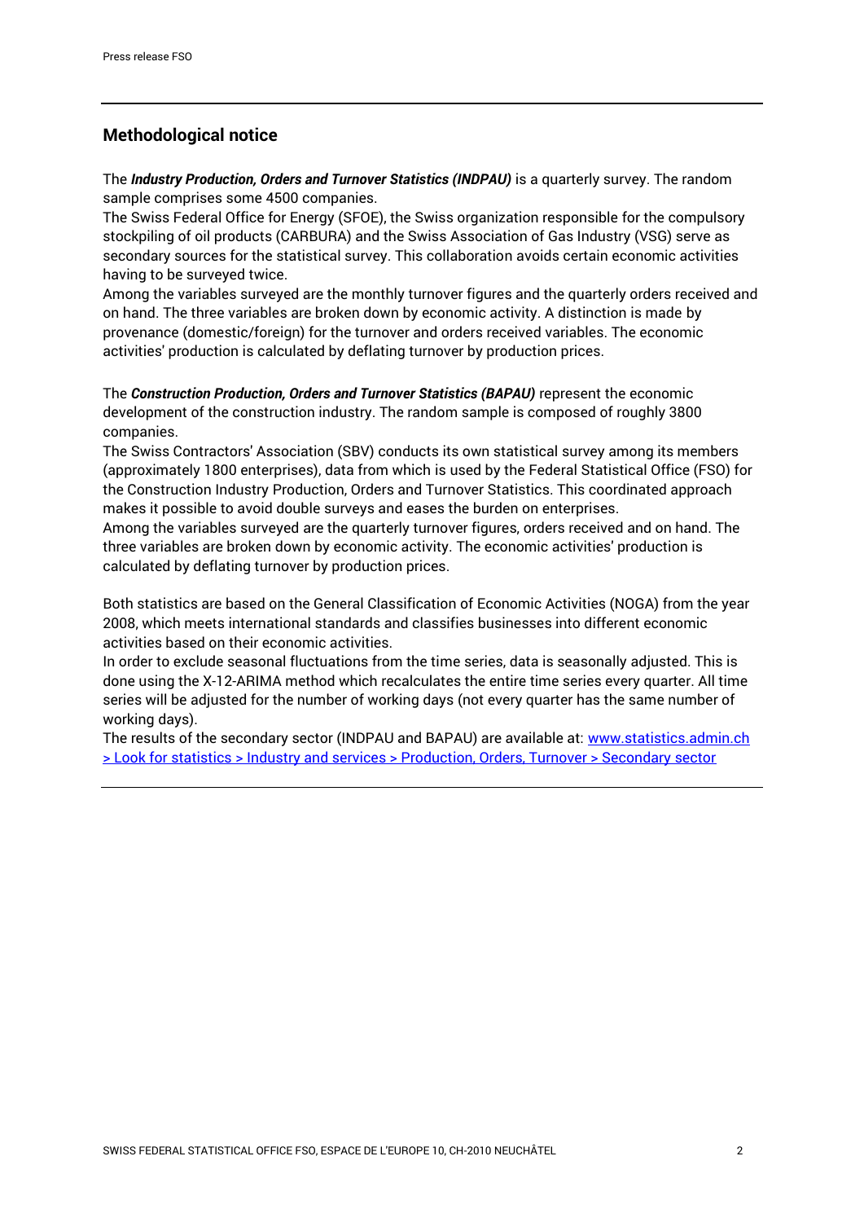## Methodological notice

The ***Industry Production, Orders and Turnover Statistics (INDPAU)*** is a quarterly survey. The random sample comprises some 4500 companies.
The Swiss Federal Office for Energy (SFOE), the Swiss organization responsible for the compulsory stockpiling of oil products (CARBURA) and the Swiss Association of Gas Industry (VSG) serve as secondary sources for the statistical survey. This collaboration avoids certain economic activities having to be surveyed twice.
Among the variables surveyed are the monthly turnover figures and the quarterly orders received and on hand. The three variables are broken down by economic activity. A distinction is made by provenance (domestic/foreign) for the turnover and orders received variables. The economic activities' production is calculated by deflating turnover by production prices.

The ***Construction Production, Orders and Turnover Statistics (BAPAU)*** represent the economic development of the construction industry. The random sample is composed of roughly 3800 companies.
The Swiss Contractors' Association (SBV) conducts its own statistical survey among its members (approximately 1800 enterprises), data from which is used by the Federal Statistical Office (FSO) for the Construction Industry Production, Orders and Turnover Statistics. This coordinated approach makes it possible to avoid double surveys and eases the burden on enterprises.
Among the variables surveyed are the quarterly turnover figures, orders received and on hand. The three variables are broken down by economic activity. The economic activities' production is calculated by deflating turnover by production prices.

Both statistics are based on the General Classification of Economic Activities (NOGA) from the year 2008, which meets international standards and classifies businesses into different economic activities based on their economic activities.
In order to exclude seasonal fluctuations from the time series, data is seasonally adjusted. This is done using the X-12-ARIMA method which recalculates the entire time series every quarter. All time series will be adjusted for the number of working days (not every quarter has the same number of working days).
The results of the secondary sector (INDPAU and BAPAU) are available at: www.statistics.admin.ch > Look for statistics > Industry and services > Production, Orders, Turnover > Secondary sector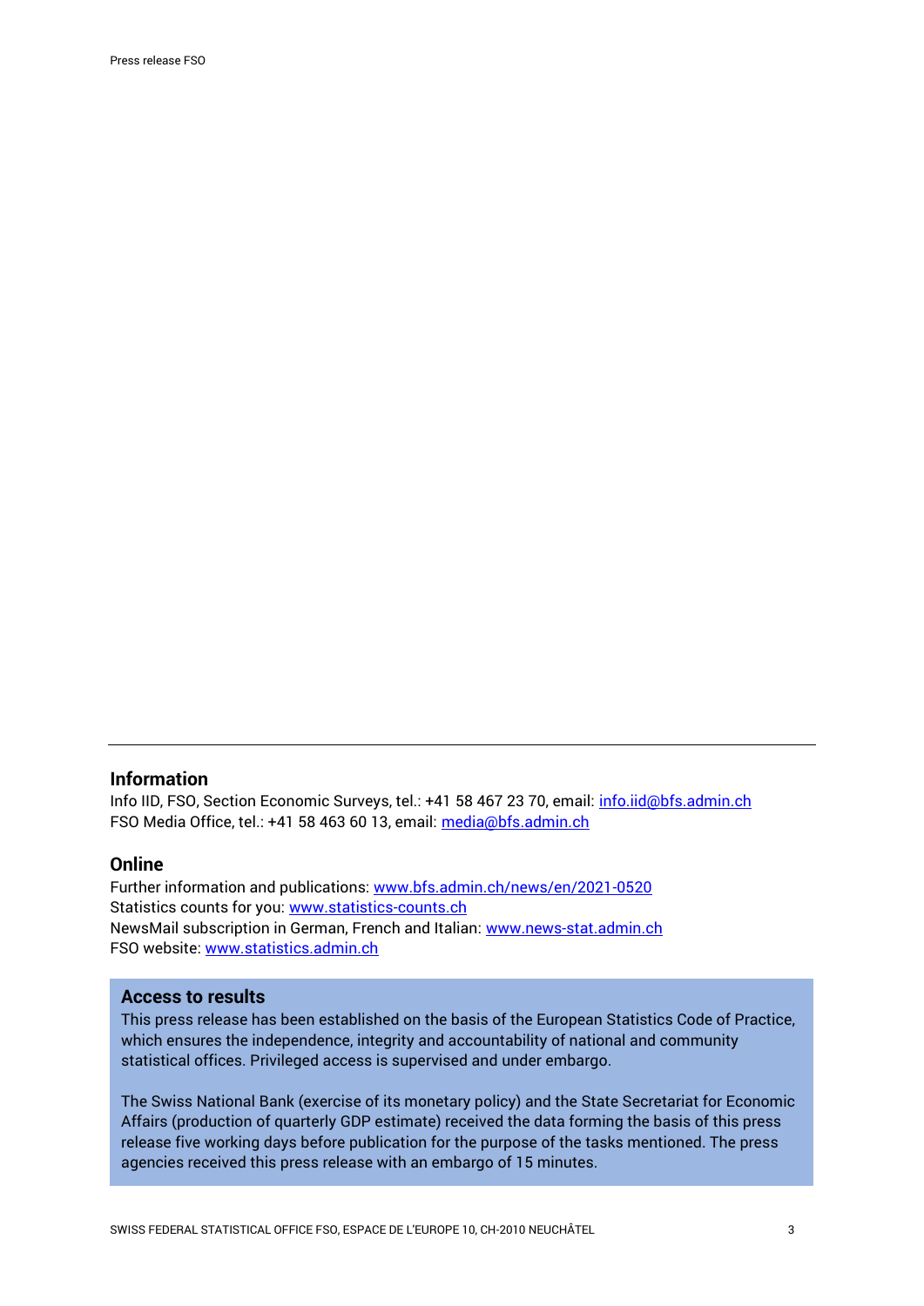## Information

Info IID, FSO, Section Economic Surveys, tel.: +41 58 467 23 70, email: info.iid@bfs.admin.ch
FSO Media Office, tel.: +41 58 463 60 13, email: media@bfs.admin.ch

## Online

Further information and publications: www.bfs.admin.ch/news/en/2021-0520
Statistics counts for you: www.statistics-counts.ch
NewsMail subscription in German, French and Italian: www.news-stat.admin.ch
FSO website: www.statistics.admin.ch

## Access to results

This press release has been established on the basis of the European Statistics Code of Practice, which ensures the independence, integrity and accountability of national and community statistical offices. Privileged access is supervised and under embargo.

The Swiss National Bank (exercise of its monetary policy) and the State Secretariat for Economic Affairs (production of quarterly GDP estimate) received the data forming the basis of this press release five working days before publication for the purpose of the tasks mentioned. The press agencies received this press release with an embargo of 15 minutes.